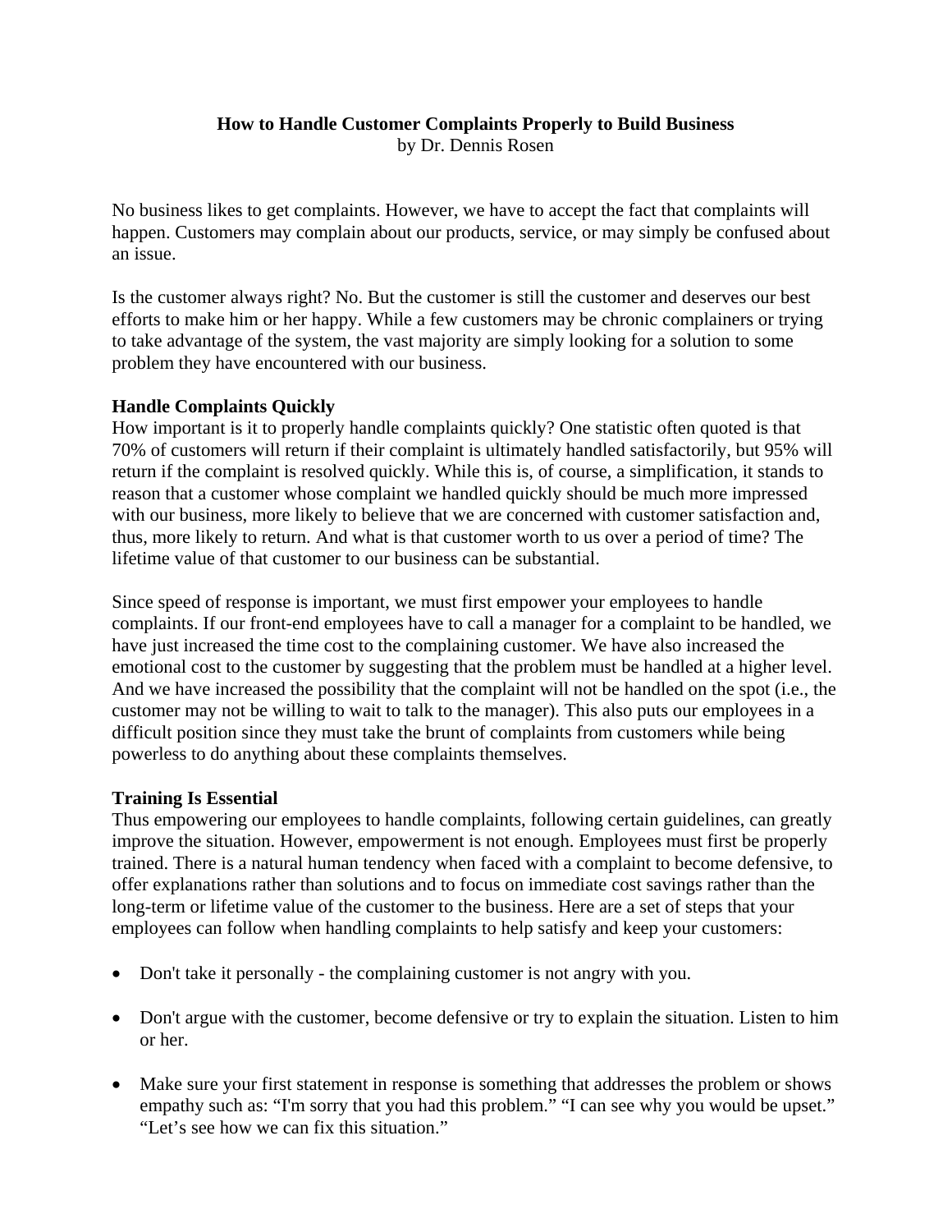# How to Handle Customer Complaints Properly to Build Business

by Dr. Dennis Rosen

No business likes to get complaints. However, we have to accept the fact that complaints will happen. Customers may complain about our products, service, or may simply be confused about an issue.

Is the customer always right? No. But the customer is still the customer and deserves our best efforts to make him or her happy. While a few customers may be chronic complainers or trying to take advantage of the system, the vast majority are simply looking for a solution to some problem they have encountered with our business.

## Handle Complaints Quickly

How important is it to properly handle complaints quickly? One statistic often quoted is that 70% of customers will return if their complaint is ultimately handled satisfactorily, but 95% will return if the complaint is resolved quickly. While this is, of course, a simplification, it stands to reason that a customer whose complaint we handled quickly should be much more impressed with our business, more likely to believe that we are concerned with customer satisfaction and, thus, more likely to return. And what is that customer worth to us over a period of time? The lifetime value of that customer to our business can be substantial.

Since speed of response is important, we must first empower your employees to handle complaints. If our front-end employees have to call a manager for a complaint to be handled, we have just increased the time cost to the complaining customer. We have also increased the emotional cost to the customer by suggesting that the problem must be handled at a higher level. And we have increased the possibility that the complaint will not be handled on the spot (i.e., the customer may not be willing to wait to talk to the manager). This also puts our employees in a difficult position since they must take the brunt of complaints from customers while being powerless to do anything about these complaints themselves.

## Training Is Essential

Thus empowering our employees to handle complaints, following certain guidelines, can greatly improve the situation. However, empowerment is not enough. Employees must first be properly trained. There is a natural human tendency when faced with a complaint to become defensive, to offer explanations rather than solutions and to focus on immediate cost savings rather than the long-term or lifetime value of the customer to the business. Here are a set of steps that your employees can follow when handling complaints to help satisfy and keep your customers:

- Don't take it personally - the complaining customer is not angry with you.
- Don't argue with the customer, become defensive or try to explain the situation. Listen to him or her.
- Make sure your first statement in response is something that addresses the problem or shows empathy such as: “I'm sorry that you had this problem.” “I can see why you would be upset.” “Let’s see how we can fix this situation.”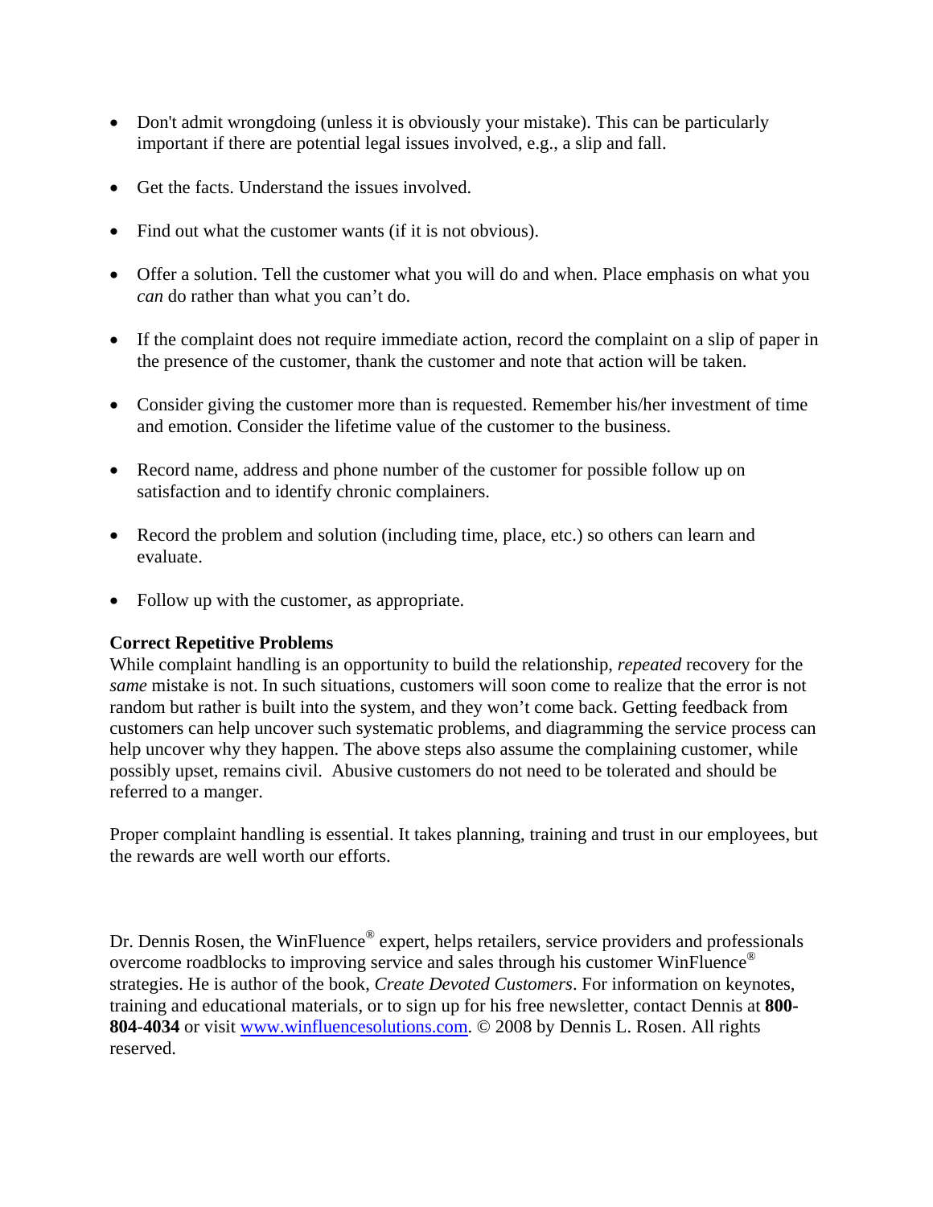- Don't admit wrongdoing (unless it is obviously your mistake). This can be particularly important if there are potential legal issues involved, e.g., a slip and fall.

- Get the facts. Understand the issues involved.

- Find out what the customer wants (if it is not obvious).

- Offer a solution. Tell the customer what you will do and when. Place emphasis on what you *can* do rather than what you can't do.

- If the complaint does not require immediate action, record the complaint on a slip of paper in the presence of the customer, thank the customer and note that action will be taken.

- Consider giving the customer more than is requested. Remember his/her investment of time and emotion. Consider the lifetime value of the customer to the business.

- Record name, address and phone number of the customer for possible follow up on satisfaction and to identify chronic complainers.

- Record the problem and solution (including time, place, etc.) so others can learn and evaluate.

- Follow up with the customer, as appropriate.

**Correct Repetitive Problems**

While complaint handling is an opportunity to build the relationship, *repeated* recovery for the *same* mistake is not. In such situations, customers will soon come to realize that the error is not random but rather is built into the system, and they won't come back. Getting feedback from customers can help uncover such systematic problems, and diagramming the service process can help uncover why they happen. The above steps also assume the complaining customer, while possibly upset, remains civil. Abusive customers do not need to be tolerated and should be referred to a manger.

Proper complaint handling is essential. It takes planning, training and trust in our employees, but the rewards are well worth our efforts.

Dr. Dennis Rosen, the WinFluence® expert, helps retailers, service providers and professionals overcome roadblocks to improving service and sales through his customer WinFluence® strategies. He is author of the book, *Create Devoted Customers*. For information on keynotes, training and educational materials, or to sign up for his free newsletter, contact Dennis at **800-804-4034** or visit www.winfluencesolutions.com. © 2008 by Dennis L. Rosen. All rights reserved.